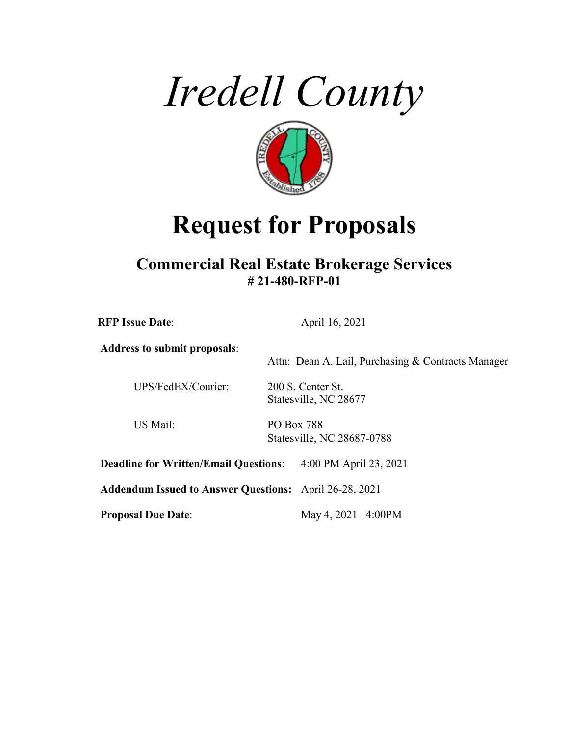# *Iredell County*

# Request for Proposals

## Commercial Real Estate Brokerage Services

**# 21-480-RFP-01**

**RFP Issue Date**: April 16, 2021

**Address to submit proposals**:

Attn: Dean A. Lail, Purchasing & Contracts Manager

UPS/FedEX/Courier: 200 S. Center St.
Statesville, NC 28677

US Mail: PO Box 788
Statesville, NC 28687-0788

**Deadline for Written/Email Questions**: 4:00 PM April 23, 2021

**Addendum Issued to Answer Questions:** April 26-28, 2021

**Proposal Due Date**: May 4, 2021 4:00PM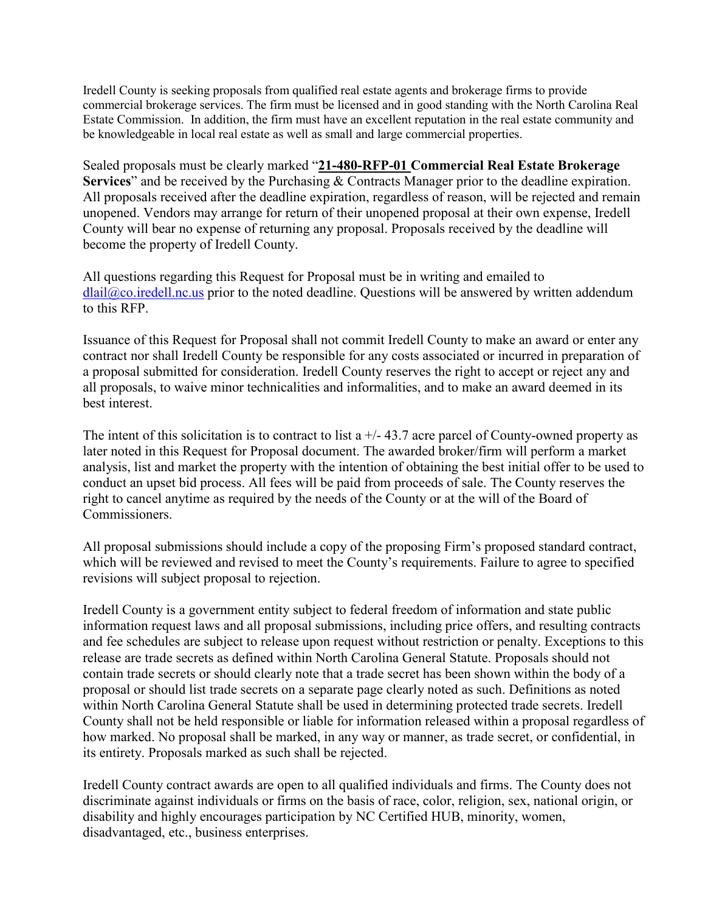Iredell County is seeking proposals from qualified real estate agents and brokerage firms to provide commercial brokerage services. The firm must be licensed and in good standing with the North Carolina Real Estate Commission. In addition, the firm must have an excellent reputation in the real estate community and be knowledgeable in local real estate as well as small and large commercial properties.

Sealed proposals must be clearly marked "**21-480-RFP-01 Commercial Real Estate Brokerage Services**" and be received by the Purchasing & Contracts Manager prior to the deadline expiration. All proposals received after the deadline expiration, regardless of reason, will be rejected and remain unopened. Vendors may arrange for return of their unopened proposal at their own expense, Iredell County will bear no expense of returning any proposal. Proposals received by the deadline will become the property of Iredell County.

All questions regarding this Request for Proposal must be in writing and emailed to dlail@co.iredell.nc.us prior to the noted deadline. Questions will be answered by written addendum to this RFP.

Issuance of this Request for Proposal shall not commit Iredell County to make an award or enter any contract nor shall Iredell County be responsible for any costs associated or incurred in preparation of a proposal submitted for consideration. Iredell County reserves the right to accept or reject any and all proposals, to waive minor technicalities and informalities, and to make an award deemed in its best interest.

The intent of this solicitation is to contract to list a +/- 43.7 acre parcel of County-owned property as later noted in this Request for Proposal document. The awarded broker/firm will perform a market analysis, list and market the property with the intention of obtaining the best initial offer to be used to conduct an upset bid process. All fees will be paid from proceeds of sale. The County reserves the right to cancel anytime as required by the needs of the County or at the will of the Board of Commissioners.

All proposal submissions should include a copy of the proposing Firm's proposed standard contract, which will be reviewed and revised to meet the County's requirements. Failure to agree to specified revisions will subject proposal to rejection.

Iredell County is a government entity subject to federal freedom of information and state public information request laws and all proposal submissions, including price offers, and resulting contracts and fee schedules are subject to release upon request without restriction or penalty. Exceptions to this release are trade secrets as defined within North Carolina General Statute. Proposals should not contain trade secrets or should clearly note that a trade secret has been shown within the body of a proposal or should list trade secrets on a separate page clearly noted as such. Definitions as noted within North Carolina General Statute shall be used in determining protected trade secrets. Iredell County shall not be held responsible or liable for information released within a proposal regardless of how marked. No proposal shall be marked, in any way or manner, as trade secret, or confidential, in its entirety. Proposals marked as such shall be rejected.

Iredell County contract awards are open to all qualified individuals and firms. The County does not discriminate against individuals or firms on the basis of race, color, religion, sex, national origin, or disability and highly encourages participation by NC Certified HUB, minority, women, disadvantaged, etc., business enterprises.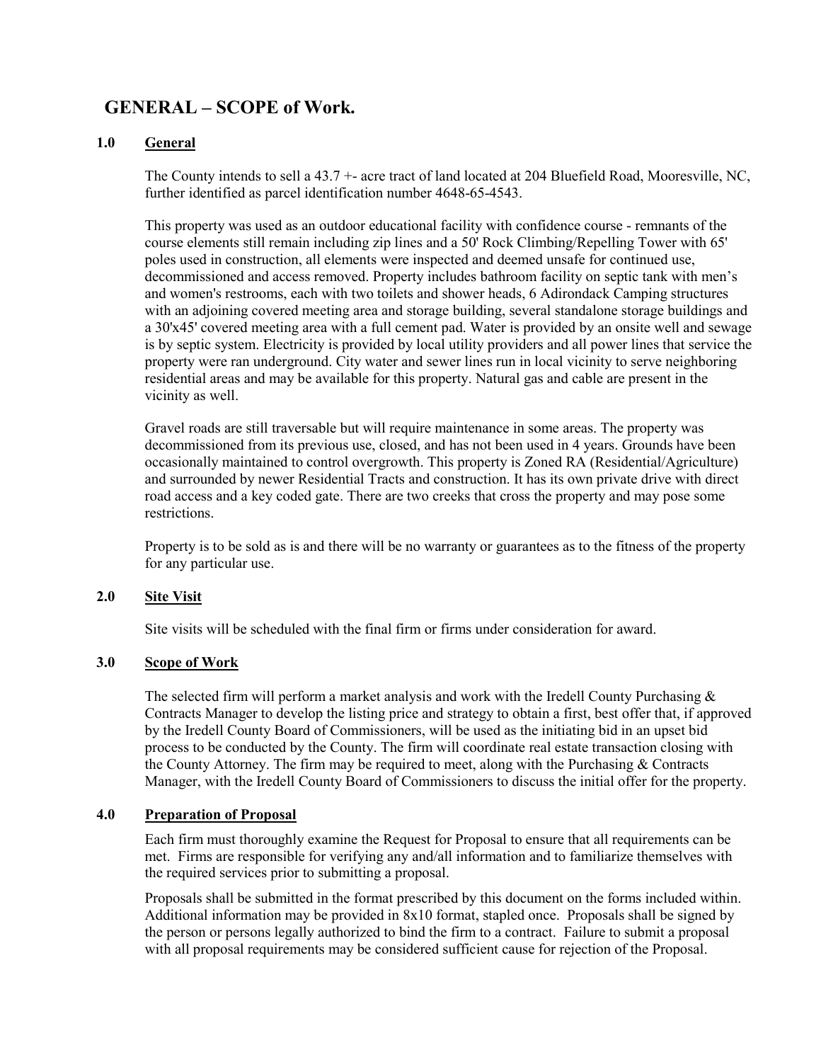# GENERAL – SCOPE of Work.

## 1.0 General

The County intends to sell a 43.7 +- acre tract of land located at 204 Bluefield Road, Mooresville, NC, further identified as parcel identification number 4648-65-4543.

This property was used as an outdoor educational facility with confidence course - remnants of the course elements still remain including zip lines and a 50' Rock Climbing/Repelling Tower with 65' poles used in construction, all elements were inspected and deemed unsafe for continued use, decommissioned and access removed. Property includes bathroom facility on septic tank with men's and women's restrooms, each with two toilets and shower heads, 6 Adirondack Camping structures with an adjoining covered meeting area and storage building, several standalone storage buildings and a 30'x45' covered meeting area with a full cement pad. Water is provided by an onsite well and sewage is by septic system. Electricity is provided by local utility providers and all power lines that service the property were ran underground. City water and sewer lines run in local vicinity to serve neighboring residential areas and may be available for this property. Natural gas and cable are present in the vicinity as well.

Gravel roads are still traversable but will require maintenance in some areas. The property was decommissioned from its previous use, closed, and has not been used in 4 years. Grounds have been occasionally maintained to control overgrowth. This property is Zoned RA (Residential/Agriculture) and surrounded by newer Residential Tracts and construction. It has its own private drive with direct road access and a key coded gate. There are two creeks that cross the property and may pose some restrictions.

Property is to be sold as is and there will be no warranty or guarantees as to the fitness of the property for any particular use.

## 2.0 Site Visit

Site visits will be scheduled with the final firm or firms under consideration for award.

## 3.0 Scope of Work

The selected firm will perform a market analysis and work with the Iredell County Purchasing & Contracts Manager to develop the listing price and strategy to obtain a first, best offer that, if approved by the Iredell County Board of Commissioners, will be used as the initiating bid in an upset bid process to be conducted by the County. The firm will coordinate real estate transaction closing with the County Attorney. The firm may be required to meet, along with the Purchasing & Contracts Manager, with the Iredell County Board of Commissioners to discuss the initial offer for the property.

## 4.0 Preparation of Proposal

Each firm must thoroughly examine the Request for Proposal to ensure that all requirements can be met. Firms are responsible for verifying any and/all information and to familiarize themselves with the required services prior to submitting a proposal.

Proposals shall be submitted in the format prescribed by this document on the forms included within. Additional information may be provided in 8x10 format, stapled once. Proposals shall be signed by the person or persons legally authorized to bind the firm to a contract. Failure to submit a proposal with all proposal requirements may be considered sufficient cause for rejection of the Proposal.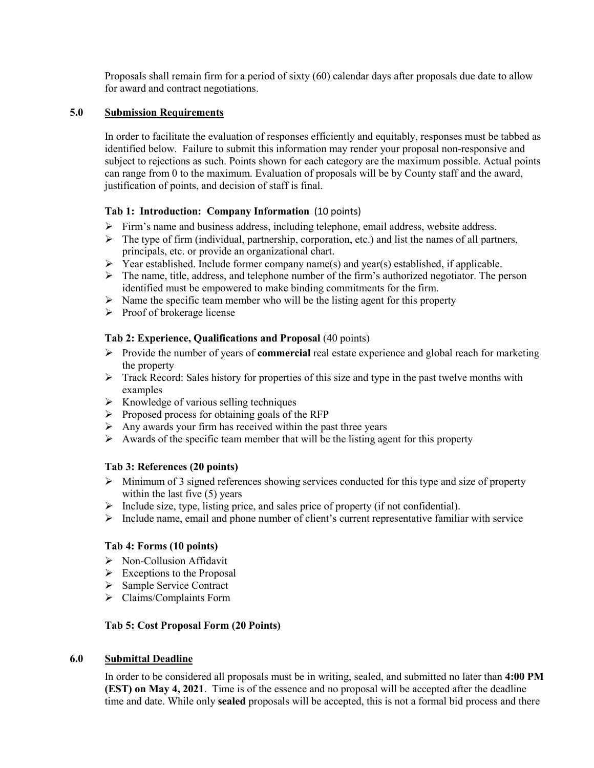Proposals shall remain firm for a period of sixty (60) calendar days after proposals due date to allow for award and contract negotiations.

## 5.0 Submission Requirements

In order to facilitate the evaluation of responses efficiently and equitably, responses must be tabbed as identified below. Failure to submit this information may render your proposal non-responsive and subject to rejections as such. Points shown for each category are the maximum possible. Actual points can range from 0 to the maximum. Evaluation of proposals will be by County staff and the award, justification of points, and decision of staff is final.

### Tab 1: Introduction: Company Information (10 points)

- Firm's name and business address, including telephone, email address, website address.
- The type of firm (individual, partnership, corporation, etc.) and list the names of all partners, principals, etc. or provide an organizational chart.
- Year established. Include former company name(s) and year(s) established, if applicable.
- The name, title, address, and telephone number of the firm's authorized negotiator. The person identified must be empowered to make binding commitments for the firm.
- Name the specific team member who will be the listing agent for this property
- Proof of brokerage license

### Tab 2: Experience, Qualifications and Proposal (40 points)

- Provide the number of years of **commercial** real estate experience and global reach for marketing the property
- Track Record: Sales history for properties of this size and type in the past twelve months with examples
- Knowledge of various selling techniques
- Proposed process for obtaining goals of the RFP
- Any awards your firm has received within the past three years
- Awards of the specific team member that will be the listing agent for this property

### Tab 3: References (20 points)

- Minimum of 3 signed references showing services conducted for this type and size of property within the last five (5) years
- Include size, type, listing price, and sales price of property (if not confidential).
- Include name, email and phone number of client's current representative familiar with service

### Tab 4: Forms (10 points)

- Non-Collusion Affidavit
- Exceptions to the Proposal
- Sample Service Contract
- Claims/Complaints Form

### Tab 5: Cost Proposal Form (20 Points)

## 6.0 Submittal Deadline

In order to be considered all proposals must be in writing, sealed, and submitted no later than **4:00 PM (EST) on May 4, 2021**. Time is of the essence and no proposal will be accepted after the deadline time and date. While only **sealed** proposals will be accepted, this is not a formal bid process and there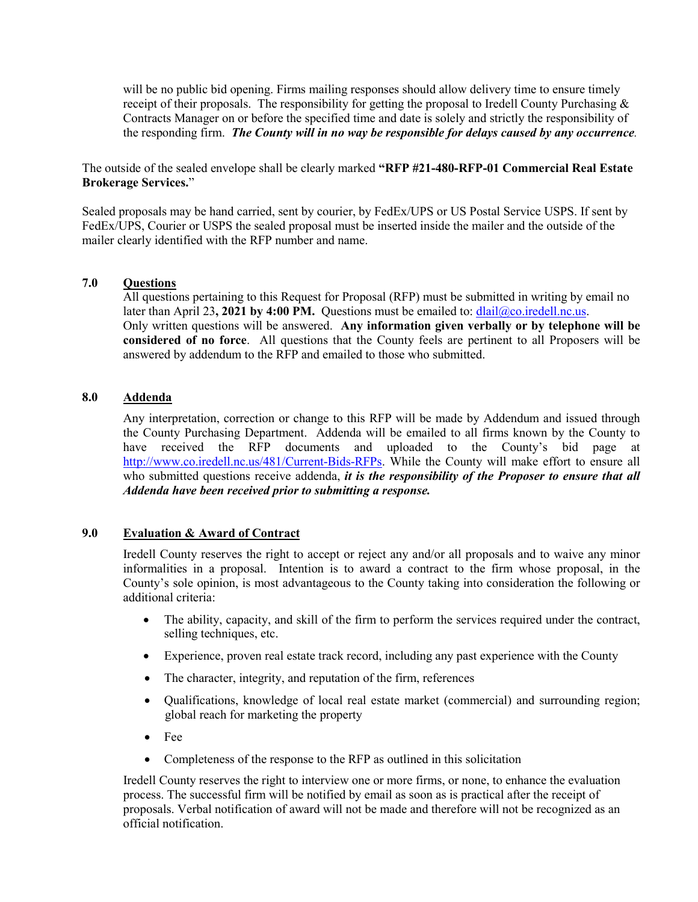will be no public bid opening. Firms mailing responses should allow delivery time to ensure timely receipt of their proposals. The responsibility for getting the proposal to Iredell County Purchasing & Contracts Manager on or before the specified time and date is solely and strictly the responsibility of the responding firm. ***The County will in no way be responsible for delays caused by any occurrence.***

The outside of the sealed envelope shall be clearly marked **"RFP #21-480-RFP-01 Commercial Real Estate Brokerage Services.**"

Sealed proposals may be hand carried, sent by courier, by FedEx/UPS or US Postal Service USPS. If sent by FedEx/UPS, Courier or USPS the sealed proposal must be inserted inside the mailer and the outside of the mailer clearly identified with the RFP number and name.

## 7.0 Questions

All questions pertaining to this Request for Proposal (RFP) must be submitted in writing by email no later than April 23**, 2021 by 4:00 PM.** Questions must be emailed to: dlail@co.iredell.nc.us. Only written questions will be answered. **Any information given verbally or by telephone will be considered of no force**. All questions that the County feels are pertinent to all Proposers will be answered by addendum to the RFP and emailed to those who submitted.

## 8.0 Addenda

Any interpretation, correction or change to this RFP will be made by Addendum and issued through the County Purchasing Department. Addenda will be emailed to all firms known by the County to have received the RFP documents and uploaded to the County's bid page at http://www.co.iredell.nc.us/481/Current-Bids-RFPs. While the County will make effort to ensure all who submitted questions receive addenda, ***it is the responsibility of the Proposer to ensure that all Addenda have been received prior to submitting a response.***

## 9.0 Evaluation & Award of Contract

Iredell County reserves the right to accept or reject any and/or all proposals and to waive any minor informalities in a proposal. Intention is to award a contract to the firm whose proposal, in the County's sole opinion, is most advantageous to the County taking into consideration the following or additional criteria:

- The ability, capacity, and skill of the firm to perform the services required under the contract, selling techniques, etc.
- Experience, proven real estate track record, including any past experience with the County
- The character, integrity, and reputation of the firm, references
- Qualifications, knowledge of local real estate market (commercial) and surrounding region; global reach for marketing the property
- Fee
- Completeness of the response to the RFP as outlined in this solicitation

Iredell County reserves the right to interview one or more firms, or none, to enhance the evaluation process. The successful firm will be notified by email as soon as is practical after the receipt of proposals. Verbal notification of award will not be made and therefore will not be recognized as an official notification.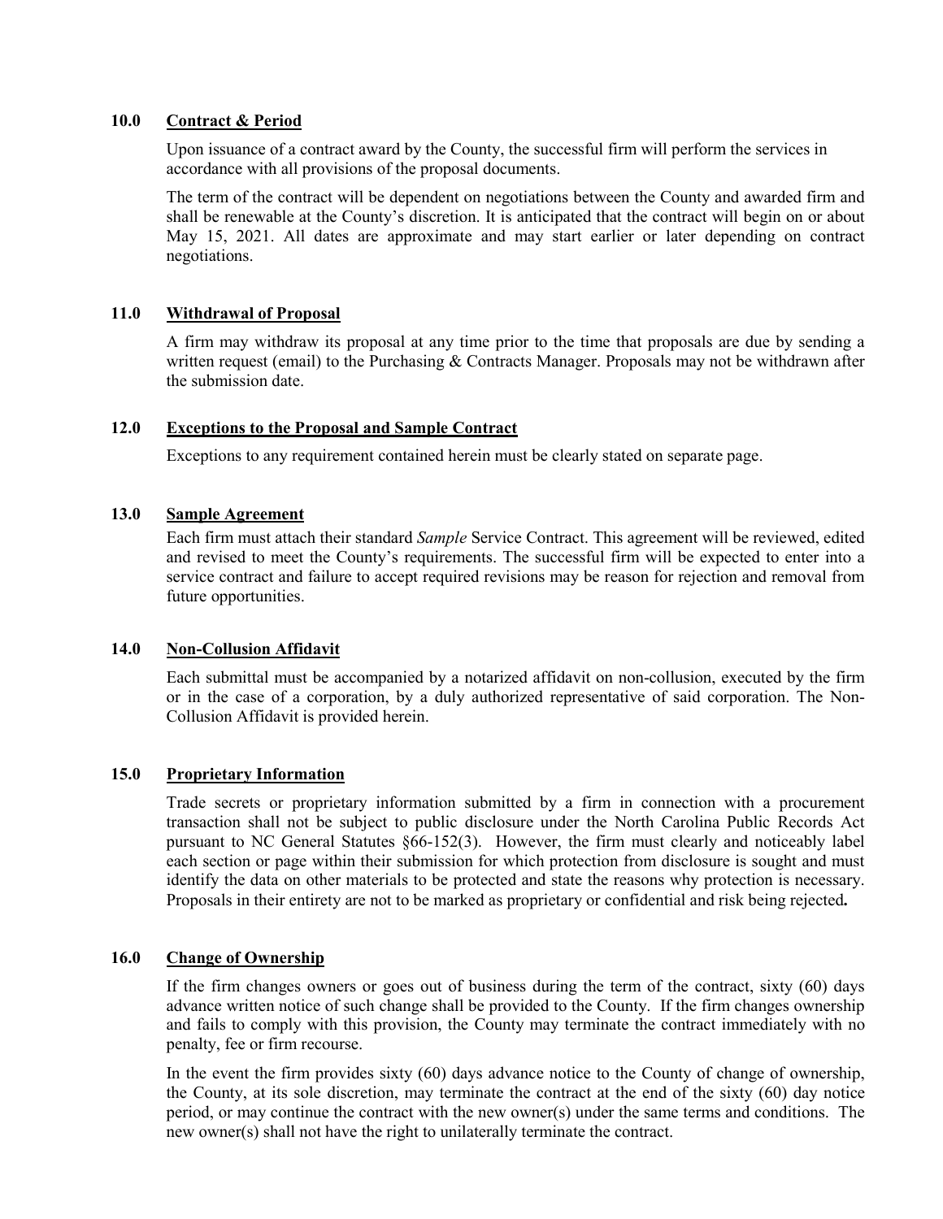## 10.0 Contract & Period

Upon issuance of a contract award by the County, the successful firm will perform the services in accordance with all provisions of the proposal documents.

The term of the contract will be dependent on negotiations between the County and awarded firm and shall be renewable at the County's discretion. It is anticipated that the contract will begin on or about May 15, 2021. All dates are approximate and may start earlier or later depending on contract negotiations.

## 11.0 Withdrawal of Proposal

A firm may withdraw its proposal at any time prior to the time that proposals are due by sending a written request (email) to the Purchasing & Contracts Manager. Proposals may not be withdrawn after the submission date.

## 12.0 Exceptions to the Proposal and Sample Contract

Exceptions to any requirement contained herein must be clearly stated on separate page.

## 13.0 Sample Agreement

Each firm must attach their standard *Sample* Service Contract. This agreement will be reviewed, edited and revised to meet the County's requirements. The successful firm will be expected to enter into a service contract and failure to accept required revisions may be reason for rejection and removal from future opportunities.

## 14.0 Non-Collusion Affidavit

Each submittal must be accompanied by a notarized affidavit on non-collusion, executed by the firm or in the case of a corporation, by a duly authorized representative of said corporation. The Non-Collusion Affidavit is provided herein.

## 15.0 Proprietary Information

Trade secrets or proprietary information submitted by a firm in connection with a procurement transaction shall not be subject to public disclosure under the North Carolina Public Records Act pursuant to NC General Statutes §66-152(3). However, the firm must clearly and noticeably label each section or page within their submission for which protection from disclosure is sought and must identify the data on other materials to be protected and state the reasons why protection is necessary. Proposals in their entirety are not to be marked as proprietary or confidential and risk being rejected**.**

## 16.0 Change of Ownership

If the firm changes owners or goes out of business during the term of the contract, sixty (60) days advance written notice of such change shall be provided to the County. If the firm changes ownership and fails to comply with this provision, the County may terminate the contract immediately with no penalty, fee or firm recourse.

In the event the firm provides sixty (60) days advance notice to the County of change of ownership, the County, at its sole discretion, may terminate the contract at the end of the sixty (60) day notice period, or may continue the contract with the new owner(s) under the same terms and conditions. The new owner(s) shall not have the right to unilaterally terminate the contract.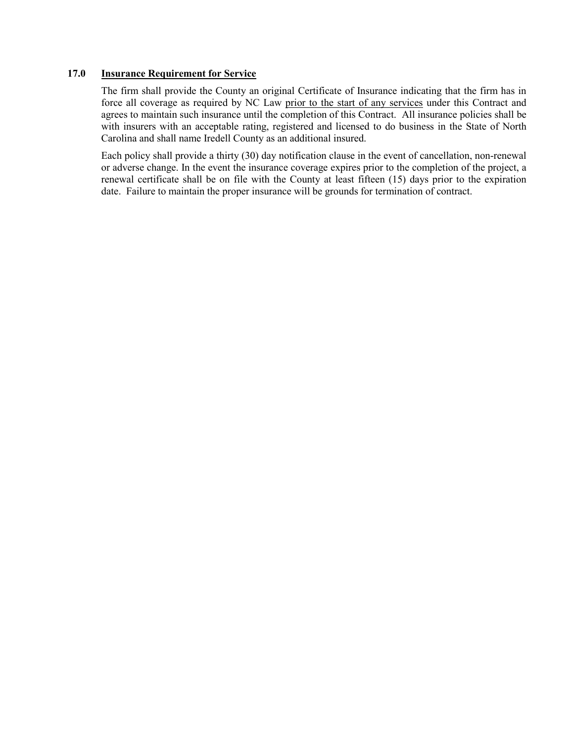## 17.0 <u>Insurance Requirement for Service</u>

The firm shall provide the County an original Certificate of Insurance indicating that the firm has in force all coverage as required by NC Law <u>prior to the start of any services</u> under this Contract and agrees to maintain such insurance until the completion of this Contract. All insurance policies shall be with insurers with an acceptable rating, registered and licensed to do business in the State of North Carolina and shall name Iredell County as an additional insured.

Each policy shall provide a thirty (30) day notification clause in the event of cancellation, non-renewal or adverse change. In the event the insurance coverage expires prior to the completion of the project, a renewal certificate shall be on file with the County at least fifteen (15) days prior to the expiration date. Failure to maintain the proper insurance will be grounds for termination of contract.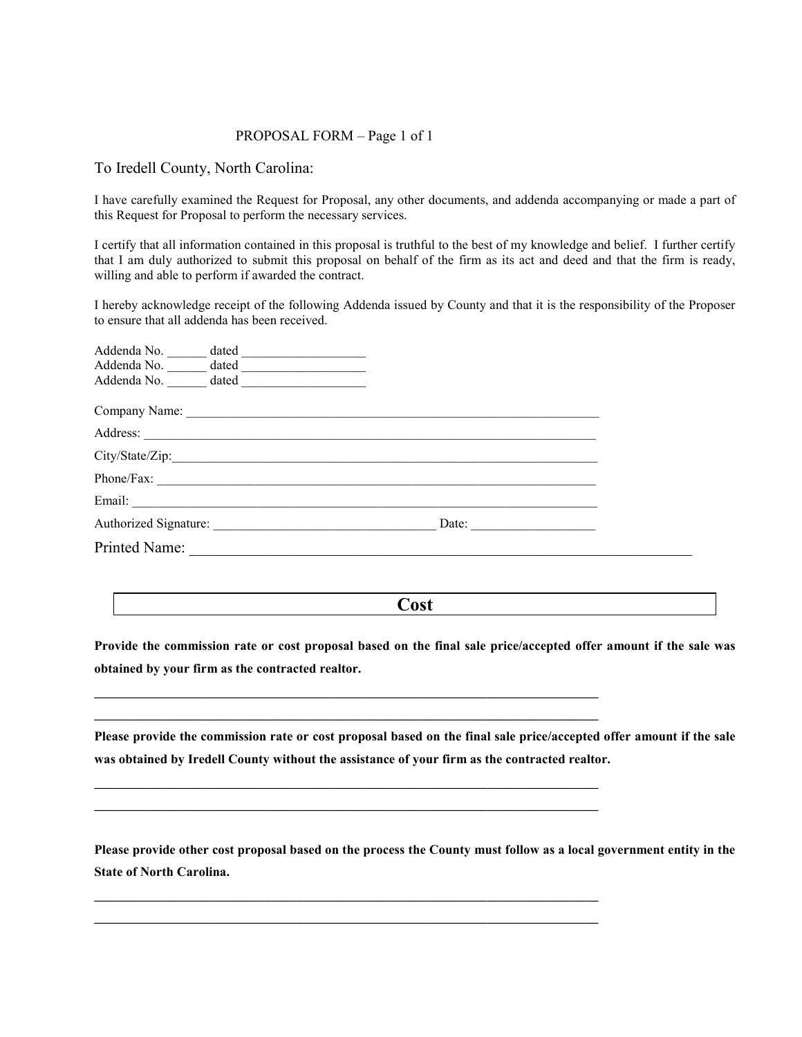PROPOSAL FORM – Page 1 of 1

To Iredell County, North Carolina:

I have carefully examined the Request for Proposal, any other documents, and addenda accompanying or made a part of this Request for Proposal to perform the necessary services.

I certify that all information contained in this proposal is truthful to the best of my knowledge and belief. I further certify that I am duly authorized to submit this proposal on behalf of the firm as its act and deed and that the firm is ready, willing and able to perform if awarded the contract.

I hereby acknowledge receipt of the following Addenda issued by County and that it is the responsibility of the Proposer to ensure that all addenda has been received.

Addenda No. ______ dated ___________________
Addenda No. ______ dated ___________________
Addenda No. ______ dated ___________________

Company Name: ______________________________________________________________________

Address: ___________________________________________________________________________

City/State/Zip:_______________________________________________________________________

Phone/Fax: _________________________________________________________________________

Email: _____________________________________________________________________________

Authorized Signature: __________________________________ Date: ___________________

Printed Name: _______________________________________________________________________

## Cost

**Provide the commission rate or cost proposal based on the final sale price/accepted offer amount if the sale was obtained by your firm as the contracted realtor.**

___________________________________________________________________________

___________________________________________________________________________

**Please provide the commission rate or cost proposal based on the final sale price/accepted offer amount if the sale was obtained by Iredell County without the assistance of your firm as the contracted realtor.**

___________________________________________________________________________

___________________________________________________________________________

**Please provide other cost proposal based on the process the County must follow as a local government entity in the State of North Carolina.**

___________________________________________________________________________

___________________________________________________________________________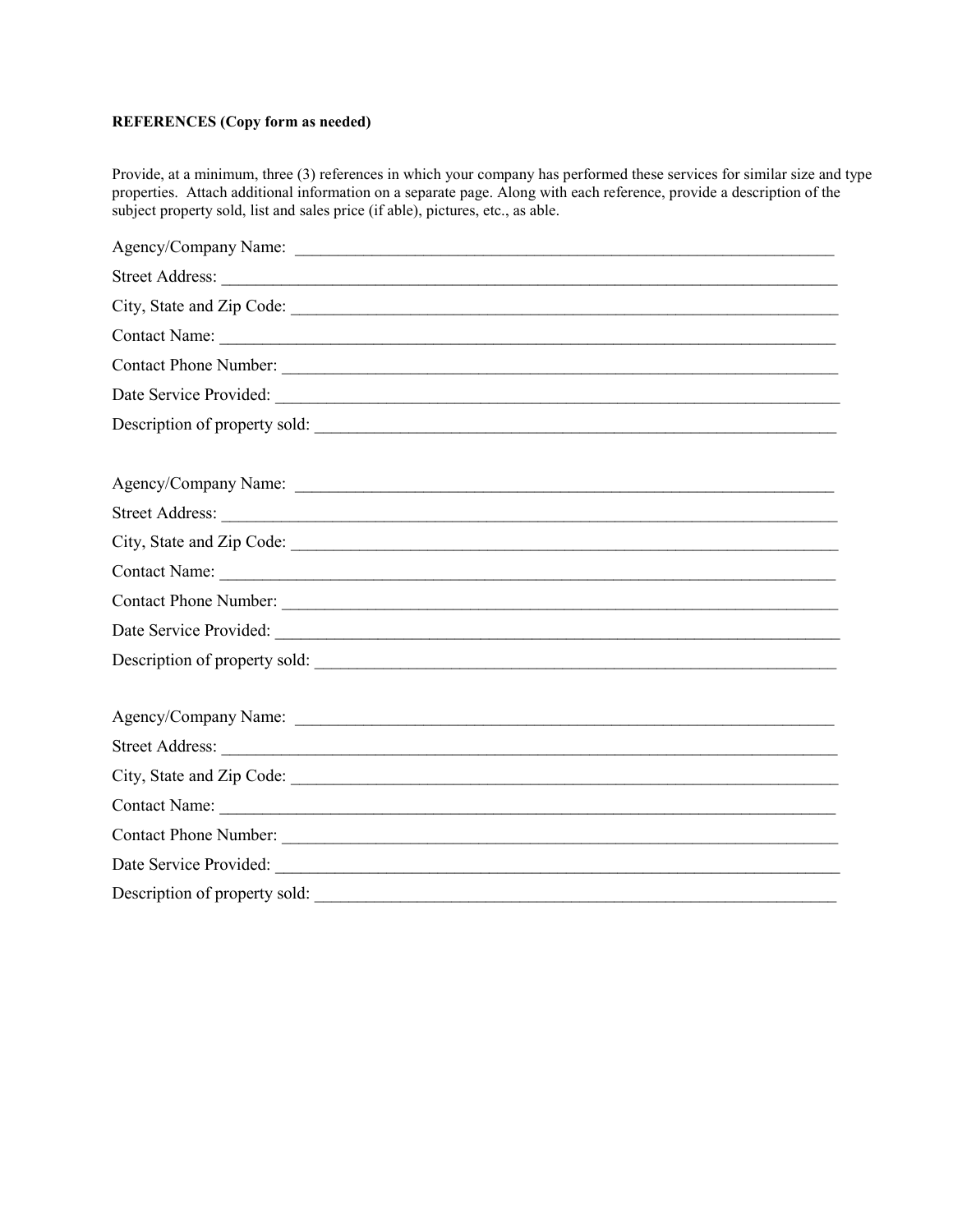**REFERENCES (Copy form as needed)**

Provide, at a minimum, three (3) references in which your company has performed these services for similar size and type properties. Attach additional information on a separate page. Along with each reference, provide a description of the subject property sold, list and sales price (if able), pictures, etc., as able.

Agency/Company Name: ___________________________________________________________________

Street Address: _________________________________________________________________________

City, State and Zip Code: _________________________________________________________________

Contact Name: __________________________________________________________________________

Contact Phone Number: ___________________________________________________________________

Date Service Provided: ____________________________________________________________________

Description of property sold: _______________________________________________________________

Agency/Company Name: ___________________________________________________________________

Street Address: _________________________________________________________________________

City, State and Zip Code: _________________________________________________________________

Contact Name: __________________________________________________________________________

Contact Phone Number: ___________________________________________________________________

Date Service Provided: ____________________________________________________________________

Description of property sold: _______________________________________________________________

Agency/Company Name: ___________________________________________________________________

Street Address: _________________________________________________________________________

City, State and Zip Code: _________________________________________________________________

Contact Name: __________________________________________________________________________

Contact Phone Number: ___________________________________________________________________

Date Service Provided: ____________________________________________________________________

Description of property sold: _______________________________________________________________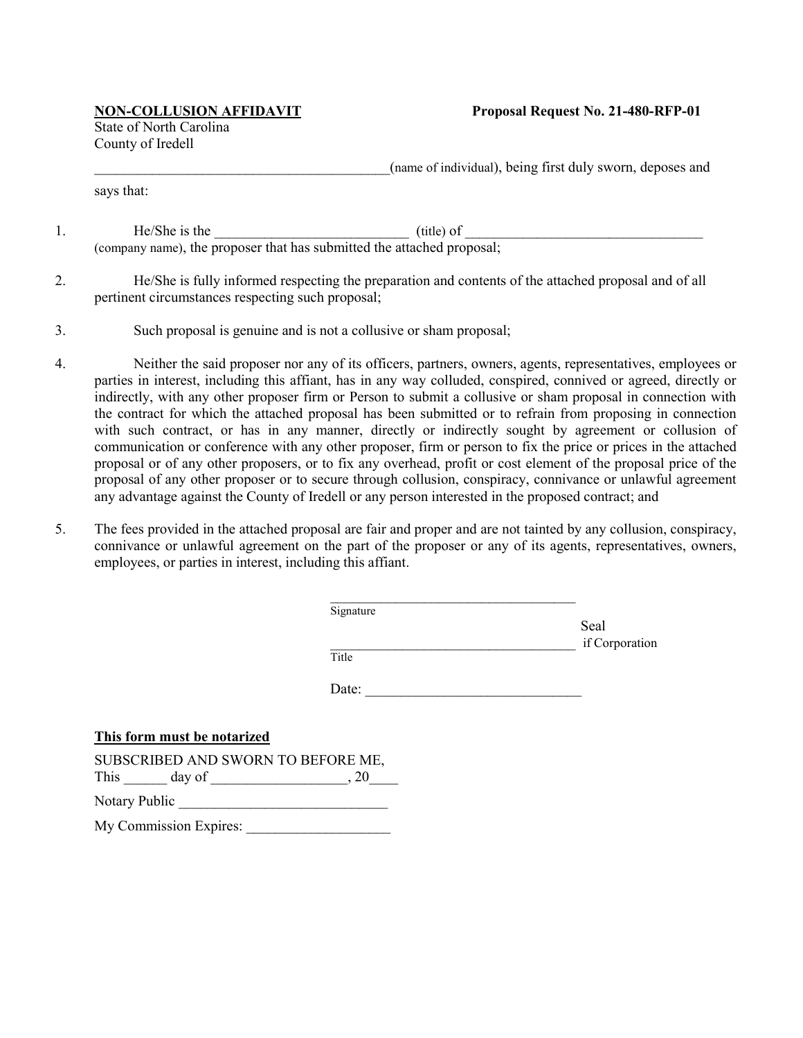**NON-COLLUSION AFFIDAVIT** **Proposal Request No. 21-480-RFP-01**

State of North Carolina
County of Iredell

_________________________________________(name of individual), being first duly sworn, deposes and says that:

1. He/She is the ___________________________ (title) of _________________________________ (company name), the proposer that has submitted the attached proposal;

2. He/She is fully informed respecting the preparation and contents of the attached proposal and of all pertinent circumstances respecting such proposal;

3. Such proposal is genuine and is not a collusive or sham proposal;

4. Neither the said proposer nor any of its officers, partners, owners, agents, representatives, employees or parties in interest, including this affiant, has in any way colluded, conspired, connived or agreed, directly or indirectly, with any other proposer firm or Person to submit a collusive or sham proposal in connection with the contract for which the attached proposal has been submitted or to refrain from proposing in connection with such contract, or has in any manner, directly or indirectly sought by agreement or collusion of communication or conference with any other proposer, firm or person to fix the price or prices in the attached proposal or of any other proposers, or to fix any overhead, profit or cost element of the proposal price of the proposal of any other proposer or to secure through collusion, conspiracy, connivance or unlawful agreement any advantage against the County of Iredell or any person interested in the proposed contract; and

5. The fees provided in the attached proposal are fair and proper and are not tainted by any collusion, conspiracy, connivance or unlawful agreement on the part of the proposer or any of its agents, representatives, owners, employees, or parties in interest, including this affiant.

____________________________________
Signature

Seal
if Corporation

____________________________________
Title

Date: ______________________________

**This form must be notarized**

SUBSCRIBED AND SWORN TO BEFORE ME,
This ______ day of __________________, 20____

Notary Public _____________________________

My Commission Expires: ____________________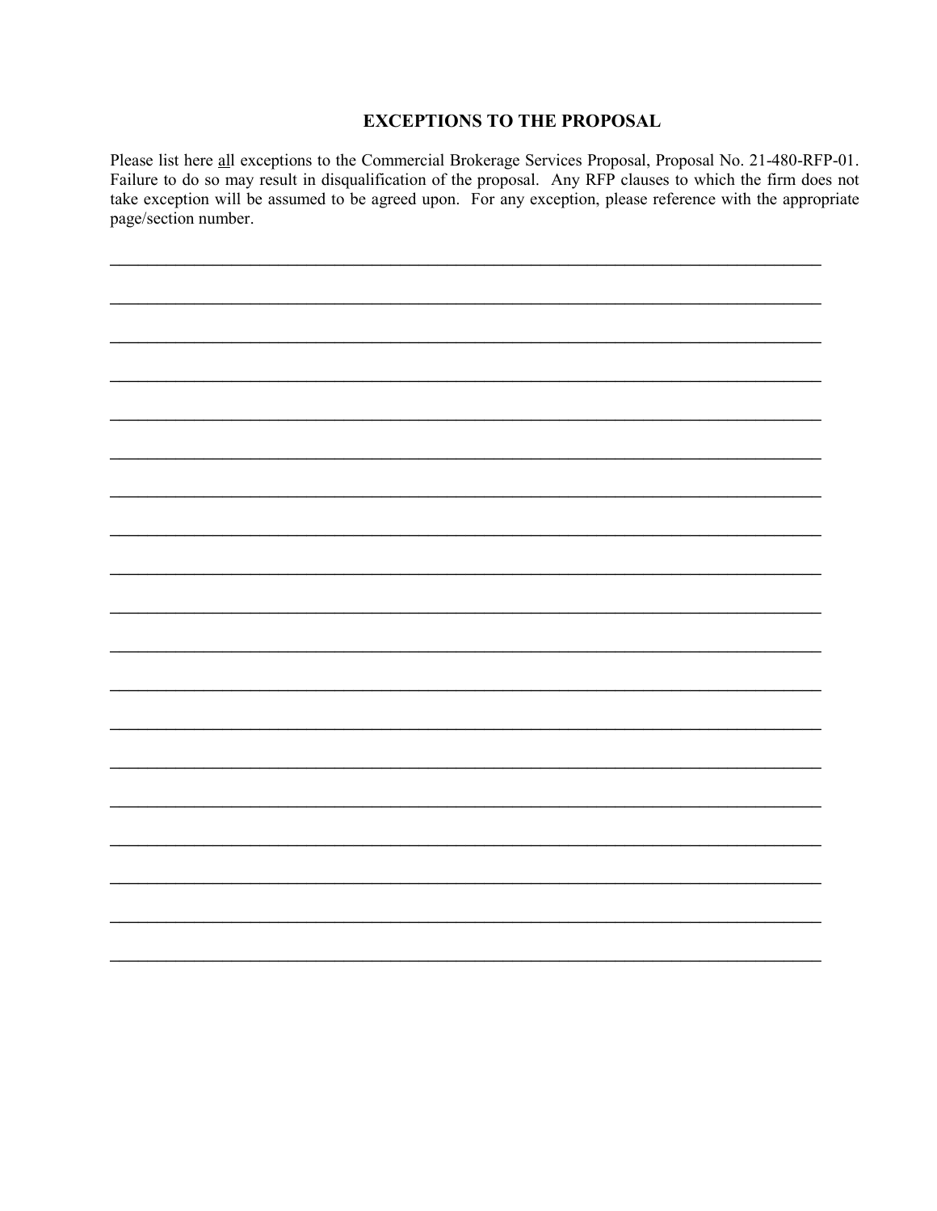## EXCEPTIONS TO THE PROPOSAL

Please list here <u>all</u> exceptions to the Commercial Brokerage Services Proposal, Proposal No. 21-480-RFP-01. Failure to do so may result in disqualification of the proposal. Any RFP clauses to which the firm does not take exception will be assumed to be agreed upon. For any exception, please reference with the appropriate page/section number.

______________________________________________________________________________

______________________________________________________________________________

______________________________________________________________________________

______________________________________________________________________________

______________________________________________________________________________

______________________________________________________________________________

______________________________________________________________________________

______________________________________________________________________________

______________________________________________________________________________

______________________________________________________________________________

______________________________________________________________________________

______________________________________________________________________________

______________________________________________________________________________

______________________________________________________________________________

______________________________________________________________________________

______________________________________________________________________________

______________________________________________________________________________

______________________________________________________________________________

______________________________________________________________________________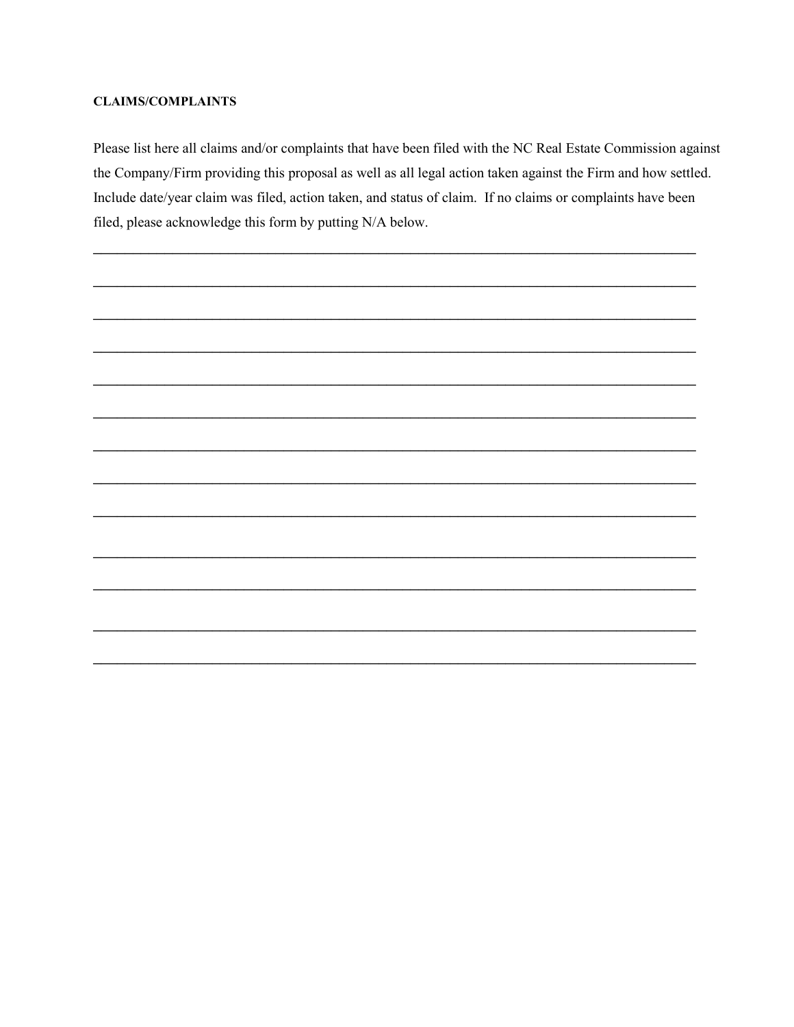**CLAIMS/COMPLAINTS**

Please list here all claims and/or complaints that have been filed with the NC Real Estate Commission against the Company/Firm providing this proposal as well as all legal action taken against the Firm and how settled. Include date/year claim was filed, action taken, and status of claim. If no claims or complaints have been filed, please acknowledge this form by putting N/A below.

_______________________________________________________________________________

_______________________________________________________________________________

_______________________________________________________________________________

_______________________________________________________________________________

_______________________________________________________________________________

_______________________________________________________________________________

_______________________________________________________________________________

_______________________________________________________________________________

_______________________________________________________________________________

_______________________________________________________________________________

_______________________________________________________________________________

_______________________________________________________________________________

_______________________________________________________________________________